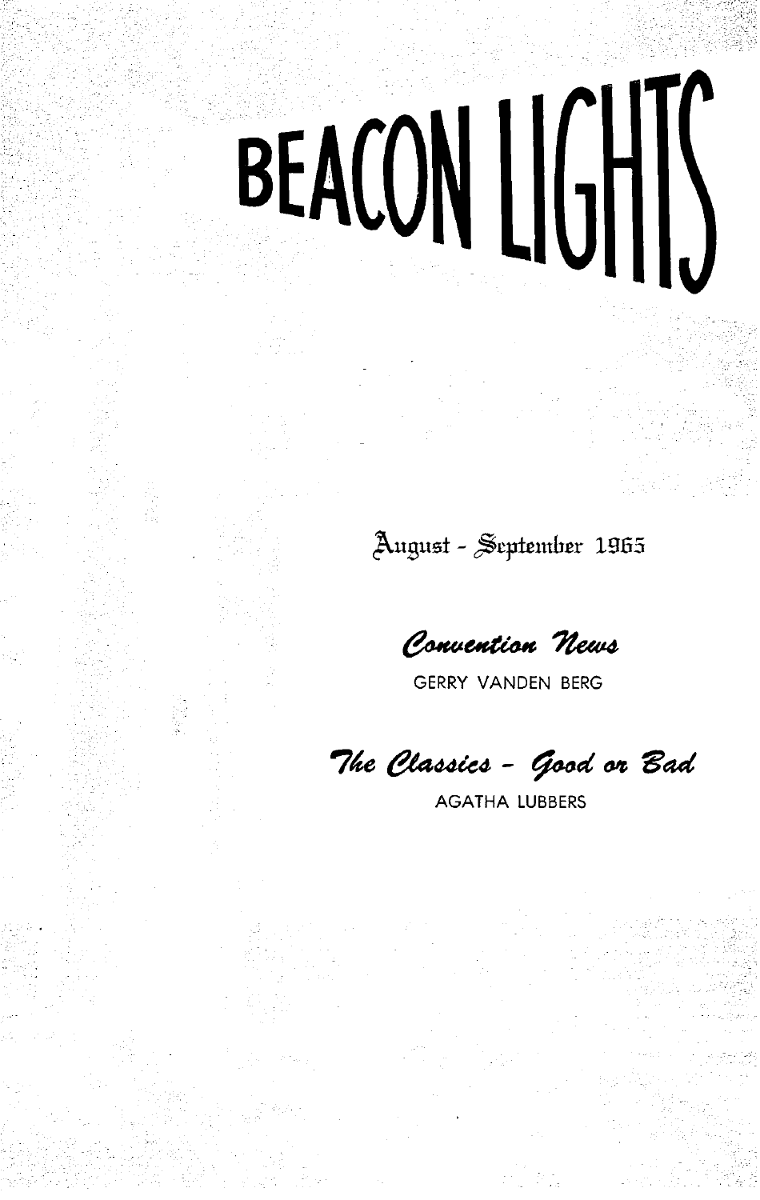# BEACON LIGHTS

August - September 1965

*Convention News*

GERRY VANDEN BERG

*The Classics - Good or Bad*

AGATHA LUBBERS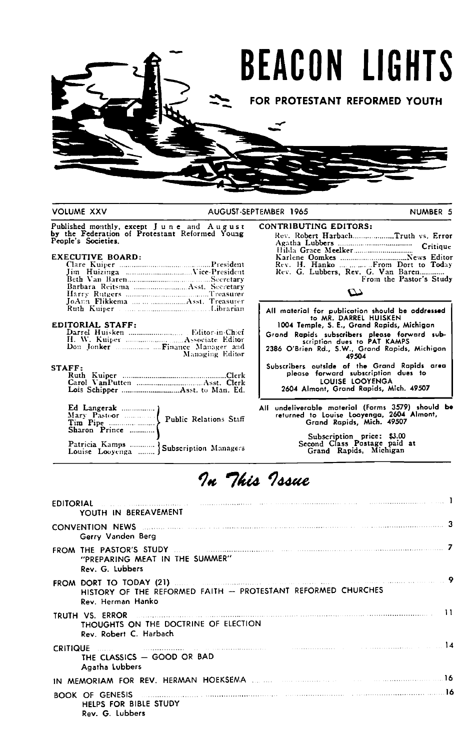# BEACON LIGHTS

## FOR PROTESTANT REFORMED YOUTH

VOLUME XXV — AUGUST-SEPTEMBER 1965 — NUMBER 5

Published monthly, except June and August by the Federation of Protestant Reformed Young People's Societies.

**EXECUTIVE BOARD:**

Clare Kuiper ............ President
Jim Huizinga ............ Vice-President
Beth Van Baren ............ Secretary
Barbara Reitsma ............ Asst. Secretary
Harry Rutgers ............ Treasurer
JoAnn Flikkema ............ Asst. Treasurer
Ruth Kuiper ............ Librarian

**EDITORIAL STAFF:**

Darrel Huisken ............ Editor-in-Chief
H. W. Kuiper ............ Associate Editor
Don Jonker ............ Finance Manager and Managing Editor

**STAFF:**

Ruth Kuiper ............ Clerk
Carol VanPutten ............ Asst. Clerk
Lois Schipper ............ Asst. to Man. Ed.

Ed Langerak, Mary Pastoor, Tim Pipe, Sharon Prince — Public Relations Staff

Patricia Kamps, Louise Looyenga — Subscription Managers

**CONTRIBUTING EDITORS:**

Rev. Robert Harbach ............ Truth vs. Error
Agatha Lubbers ............ Critique
Hilda Grace Meelker ............
Karlene Oomkes ............ News Editor
Rev. H. Hanko ............ From Dort to Today
Rev. G. Lubbers, Rev. G. Van Baren ............ From the Pastor's Study

All material for publication should be addressed to MR. DARREL HUISKEN
1004 Temple, S. E., Grand Rapids, Michigan

Grand Rapids subscribers please forward subscription dues to PAT KAMPS
2386 O'Brien Rd., S.W., Grand Rapids, Michigan 49504

Subscribers outside of the Grand Rapids area please forward subscription dues to
LOUISE LOOYENGA
2604 Almont, Grand Rapids, Mich. 49507

All undeliverable material (Forms 3579) should be returned to Louise Looyenga, 2604 Almont, Grand Rapids, Mich. 49507

Subscription price: $3.00
Second Class Postage paid at Grand Rapids, Michigan

## In This Issue

| | |
|---|---|
| EDITORIAL — YOUTH IN BEREAVEMENT | 1 |
| CONVENTION NEWS — Gerry Vanden Berg | 3 |
| FROM THE PASTOR'S STUDY — "PREPARING MEAT IN THE SUMMER" — Rev. G. Lubbers | 7 |
| FROM DORT TO TODAY (21) — HISTORY OF THE REFORMED FAITH — PROTESTANT REFORMED CHURCHES — Rev. Herman Hanko | 9 |
| TRUTH VS. ERROR — THOUGHTS ON THE DOCTRINE OF ELECTION — Rev. Robert C. Harbach | 11 |
| CRITIQUE — THE CLASSICS — GOOD OR BAD — Agatha Lubbers | 14 |
| IN MEMORIAM FOR REV. HERMAN HOEKSEMA | 16 |
| BOOK OF GENESIS — HELPS FOR BIBLE STUDY — Rev. G. Lubbers | 16 |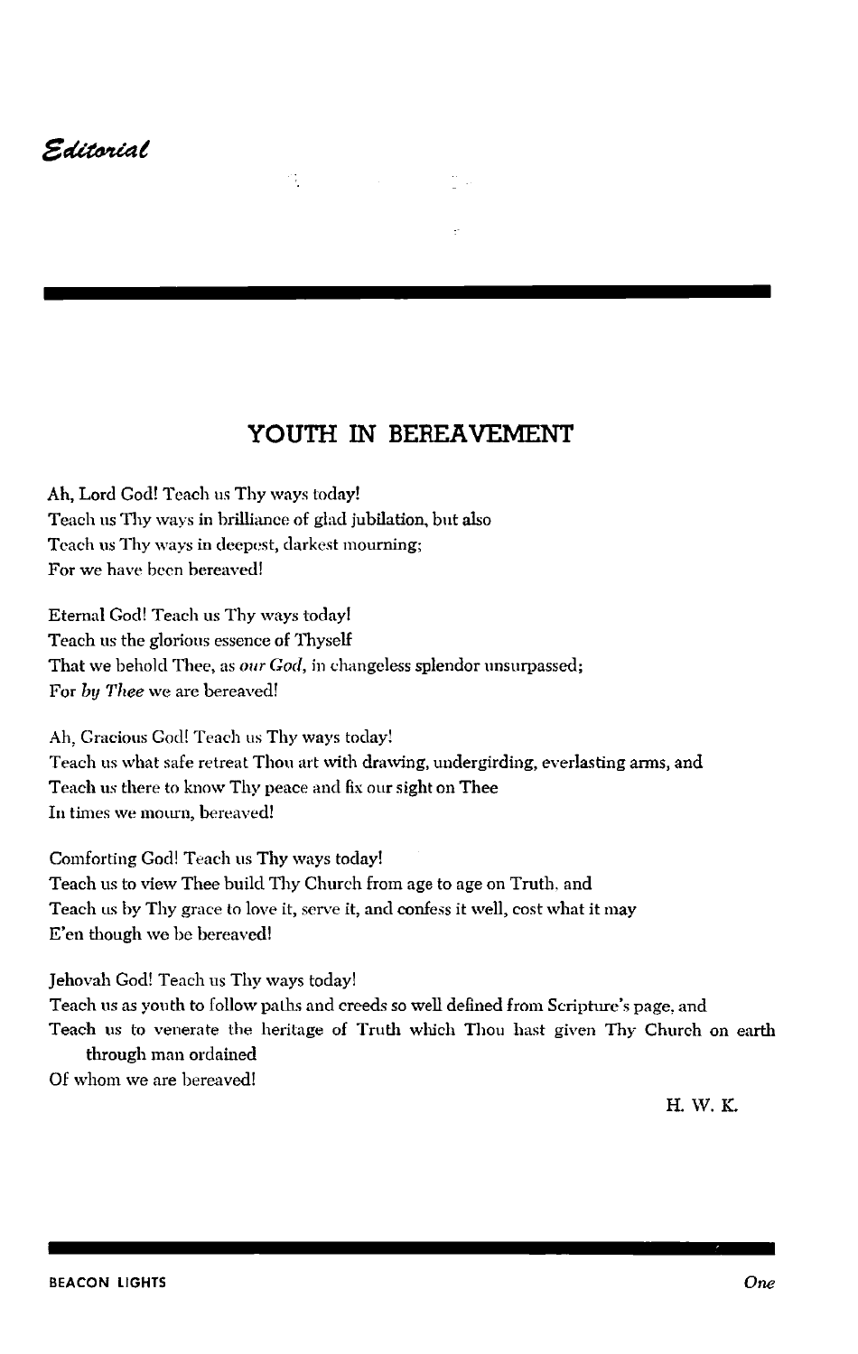*Editorial*

## YOUTH IN BEREAVEMENT

Ah, Lord God! Teach us Thy ways today!
Teach us Thy ways in brilliance of glad jubilation, but also
Teach us Thy ways in deepest, darkest mourning;
For we have been bereaved!

Eternal God! Teach us Thy ways today!
Teach us the glorious essence of Thyself
That we behold Thee, as *our God*, in changeless splendor unsurpassed;
For *by Thee* we are bereaved!

Ah, Gracious God! Teach us Thy ways today!
Teach us what safe retreat Thou art with drawing, undergirding, everlasting arms, and
Teach us there to know Thy peace and fix our sight on Thee
In times we mourn, bereaved!

Comforting God! Teach us Thy ways today!
Teach us to view Thee build Thy Church from age to age on Truth, and
Teach us by Thy grace to love it, serve it, and confess it well, cost what it may
E'en though we be bereaved!

Jehovah God! Teach us Thy ways today!
Teach us as youth to follow paths and creeds so well defined from Scripture's page, and
Teach us to venerate the heritage of Truth which Thou hast given Thy Church on earth through man ordained
Of whom we are bereaved!

H. W. K.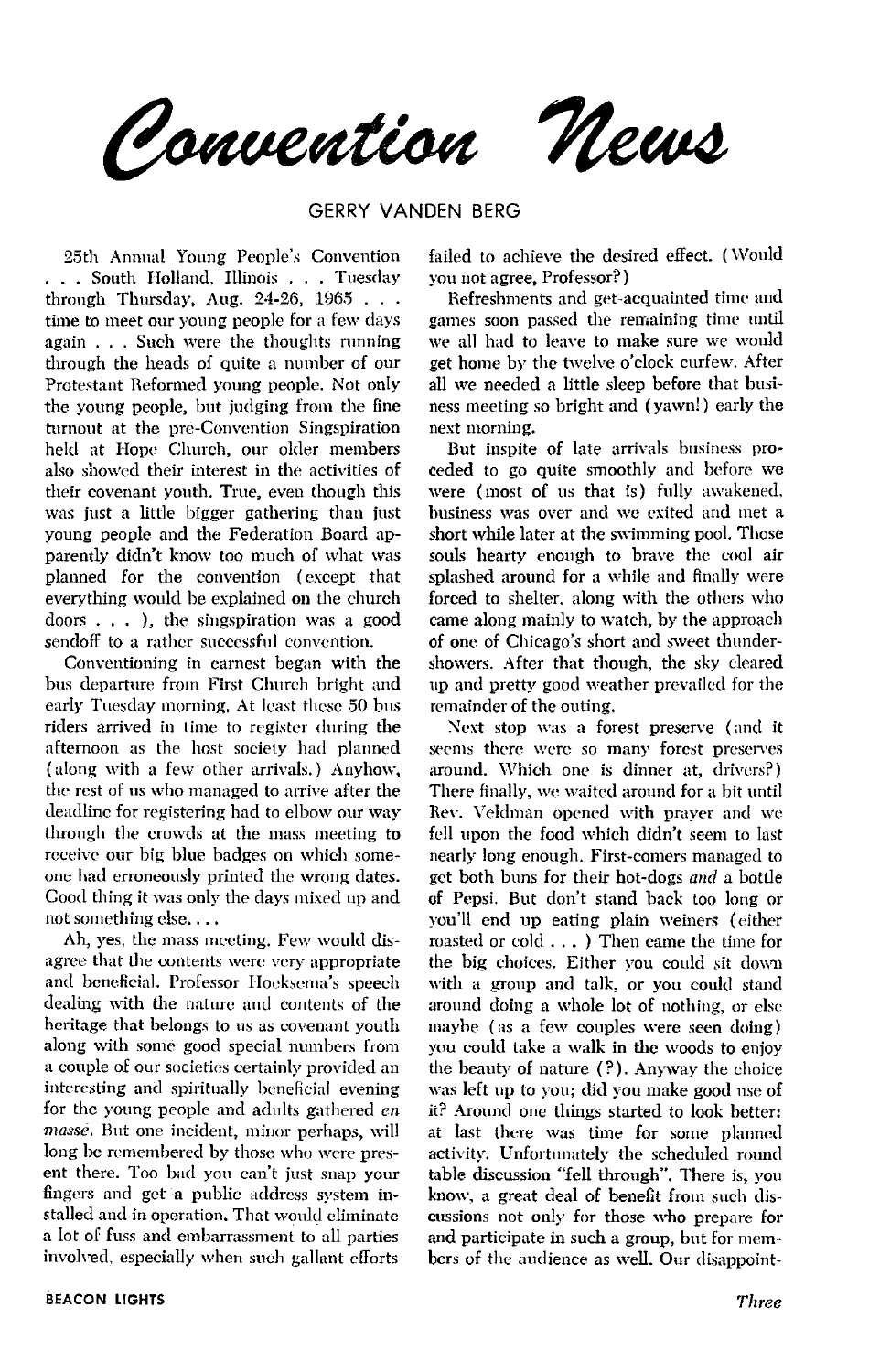# Convention News

GERRY VANDEN BERG

25th Annual Young People's Convention . . . South Holland, Illinois . . . Tuesday through Thursday, Aug. 24-26, 1965 . . . time to meet our young people for a few days again . . . Such were the thoughts running through the heads of quite a number of our Protestant Reformed young people. Not only the young people, but judging from the fine turnout at the pre-Convention Singspiration held at Hope Church, our older members also showed their interest in the activities of their covenant youth. True, even though this was just a little bigger gathering than just young people and the Federation Board apparently didn't know too much of what was planned for the convention (except that everything would be explained on the church doors . . . ), the singspiration was a good sendoff to a rather successful convention.

Conventioning in earnest began with the bus departure from First Church bright and early Tuesday morning. At least these 50 bus riders arrived in time to register during the afternoon as the host society had planned (along with a few other arrivals.) Anyhow, the rest of us who managed to arrive after the deadline for registering had to elbow our way through the crowds at the mass meeting to receive our big blue badges on which someone had erroneously printed the wrong dates. Good thing it was only the days mixed up and not something else. . . .

Ah, yes, the mass meeting. Few would disagree that the contents were very appropriate and beneficial. Professor Hoeksema's speech dealing with the nature and contents of the heritage that belongs to us as covenant youth along with some good special numbers from a couple of our societies certainly provided an interesting and spiritually beneficial evening for the young people and adults gathered *en masse*. But one incident, minor perhaps, will long be remembered by those who were present there. Too bad you can't just snap your fingers and get a public address system installed and in operation. That would eliminate a lot of fuss and embarrassment to all parties involved, especially when such gallant efforts failed to achieve the desired effect. (Would you not agree, Professor?)

Refreshments and get-acquainted time and games soon passed the remaining time until we all had to leave to make sure we would get home by the twelve o'clock curfew. After all we needed a little sleep before that business meeting so bright and (yawn!) early the next morning.

But inspite of late arrivals business proceded to go quite smoothly and before we were (most of us that is) fully awakened, business was over and we exited and met a short while later at the swimming pool. Those souls hearty enough to brave the cool air splashed around for a while and finally were forced to shelter, along with the others who came along mainly to watch, by the approach of one of Chicago's short and sweet thundershowers. After that though, the sky cleared up and pretty good weather prevailed for the remainder of the outing.

Next stop was a forest preserve (and it seems there were so many forest preserves around. Which one is dinner at, drivers?) There finally, we waited around for a bit until Rev. Veldman opened with prayer and we fell upon the food which didn't seem to last nearly long enough. First-comers managed to get both buns for their hot-dogs *and* a bottle of Pepsi. But don't stand back too long or you'll end up eating plain weiners (either roasted or cold . . . ) Then came the time for the big choices. Either you could sit down with a group and talk, or you could stand around doing a whole lot of nothing, or else maybe (as a few couples were seen doing) you could take a walk in the woods to enjoy the beauty of nature (?). Anyway the choice was left up to you; did you make good use of it? Around one things started to look better: at last there was time for some planned activity. Unfortunately the scheduled round table discussion "fell through". There is, you know, a great deal of benefit from such discussions not only for those who prepare for and participate in such a group, but for members of the audience as well. Our disappoint-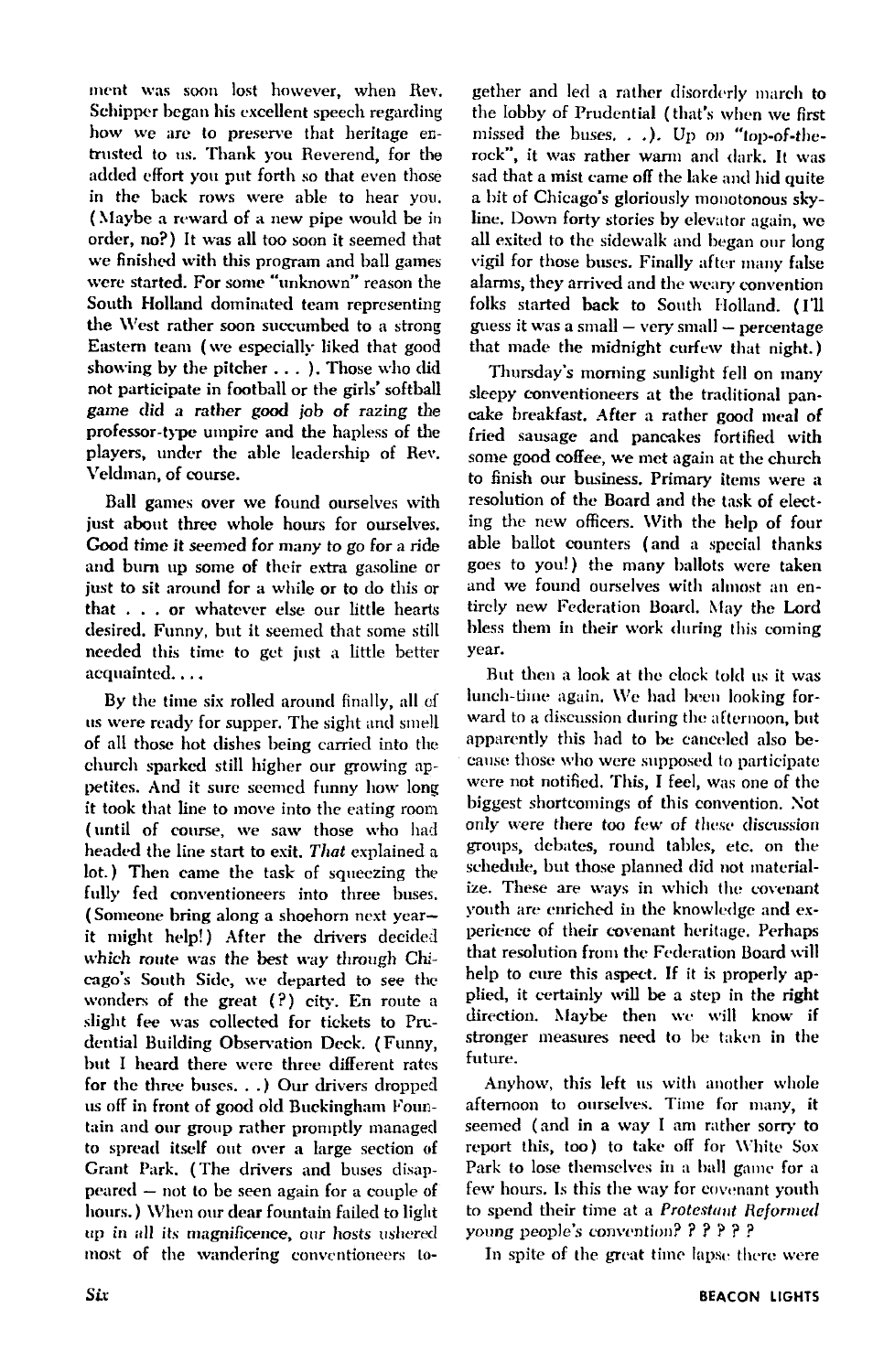ment was soon lost however, when Rev. Schipper began his excellent speech regarding how we are to preserve that heritage entrusted to us. Thank you Reverend, for the added effort you put forth so that even those in the back rows were able to hear you. (Maybe a reward of a new pipe would be in order, no?) It was all too soon it seemed that we finished with this program and ball games were started. For some "unknown" reason the South Holland dominated team representing the West rather soon succumbed to a strong Eastern team (we especially liked that good showing by the pitcher . . . ). Those who did not participate in football or the girls' softball game did a rather good job of razing the professor-type umpire and the hapless of the players, under the able leadership of Rev. Veldman, of course.

Ball games over we found ourselves with just about three whole hours for ourselves. Good time it seemed for many to go for a ride and burn up some of their extra gasoline or just to sit around for a while or to do this or that . . . or whatever else our little hearts desired. Funny, but it seemed that some still needed this time to get just a little better acquainted. . . .

By the time six rolled around finally, all of us were ready for supper. The sight and smell of all those hot dishes being carried into the church sparked still higher our growing appetites. And it sure seemed funny how long it took that line to move into the eating room (until of course, we saw those who had headed the line start to exit. *That* explained a lot.) Then came the task of squeezing the fully fed conventioneers into three buses. (Someone bring along a shoehorn next year—it might help!) After the drivers decided which route was the best way through Chicago's South Side, we departed to see the wonders of the great (?) city. En route a slight fee was collected for tickets to Prudential Building Observation Deck. (Funny, but I heard there were three different rates for the three buses. . .) Our drivers dropped us off in front of good old Buckingham Fountain and our group rather promptly managed to spread itself out over a large section of Grant Park. (The drivers and buses disappeared — not to be seen again for a couple of hours.) When our dear fountain failed to light up in all its magnificence, our hosts ushered most of the wandering conventioneers together and led a rather disorderly march to the lobby of Prudential (that's when we first missed the buses. . .). Up on "top-of-the-rock", it was rather warm and dark. It was sad that a mist came off the lake and hid quite a bit of Chicago's gloriously monotonous skyline. Down forty stories by elevator again, we all exited to the sidewalk and began our long vigil for those buses. Finally after many false alarms, they arrived and the weary convention folks started back to South Holland. (I'll guess it was a small — very small — percentage that made the midnight curfew that night.)

Thursday's morning sunlight fell on many sleepy conventioneers at the traditional pancake breakfast. After a rather good meal of fried sausage and pancakes fortified with some good coffee, we met again at the church to finish our business. Primary items were a resolution of the Board and the task of electing the new officers. With the help of four able ballot counters (and a special thanks goes to you!) the many ballots were taken and we found ourselves with almost an entirely new Federation Board. May the Lord bless them in their work during this coming year.

But then a look at the clock told us it was lunch-time again. We had been looking forward to a discussion during the afternoon, but apparently this had to be canceled also because those who were supposed to participate were not notified. This, I feel, was one of the biggest shortcomings of this convention. Not only were there too few of these discussion groups, debates, round tables, etc. on the schedule, but those planned did not materialize. These are ways in which the covenant youth are enriched in the knowledge and experience of their covenant heritage. Perhaps that resolution from the Federation Board will help to cure this aspect. If it is properly applied, it certainly will be a step in the right direction. Maybe then we will know if stronger measures need to be taken in the future.

Anyhow, this left us with another whole afternoon to ourselves. Time for many, it seemed (and in a way I am rather sorry to report this, too) to take off for White Sox Park to lose themselves in a ball game for a few hours. Is this the way for covenant youth to spend their time at a *Protestant Reformed* young people's convention? ? ? ? ? ?

In spite of the great time lapse there were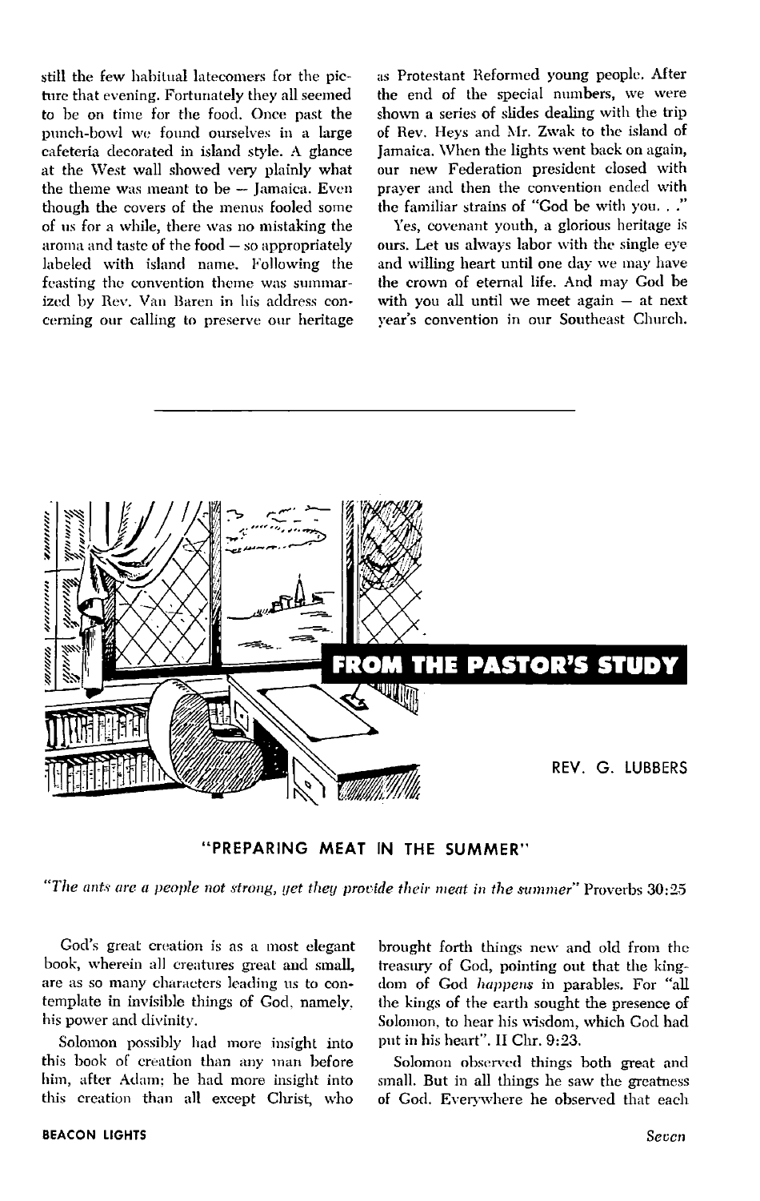still the few habitual latecomers for the picture that evening. Fortunately they all seemed to be on time for the food. Once past the punch-bowl we found ourselves in a large cafeteria decorated in island style. A glance at the West wall showed very plainly what the theme was meant to be — Jamaica. Even though the covers of the menus fooled some of us for a while, there was no mistaking the aroma and taste of the food — so appropriately labeled with island name. Following the feasting the convention theme was summarized by Rev. Van Baren in his address concerning our calling to preserve our heritage as Protestant Reformed young people. After the end of the special numbers, we were shown a series of slides dealing with the trip of Rev. Heys and Mr. Zwak to the island of Jamaica. When the lights went back on again, our new Federation president closed with prayer and then the convention ended with the familiar strains of "God be with you. . ."

Yes, covenant youth, a glorious heritage is ours. Let us always labor with the single eye and willing heart until one day we may have the crown of eternal life. And may God be with you all until we meet again — at next year's convention in our Southeast Church.

---

## FROM THE PASTOR'S STUDY

REV. G. LUBBERS

### "PREPARING MEAT IN THE SUMMER"

*"The ants are a people not strong, yet they provide their meat in the summer"* Proverbs 30:25

God's great creation is as a most elegant book, wherein all creatures great and small, are as so many characters leading us to contemplate in invisible things of God, namely, his power and divinity.

Solomon possibly had more insight into this book of creation than any man before him, after Adam; he had more insight into this creation than all except Christ, who brought forth things new and old from the treasury of God, pointing out that the kingdom of God *happens* in parables. For "all the kings of the earth sought the presence of Solomon, to hear his wisdom, which God had put in his heart". II Chr. 9:23.

Solomon observed things both great and small. But in all things he saw the greatness of God. Everywhere he observed that each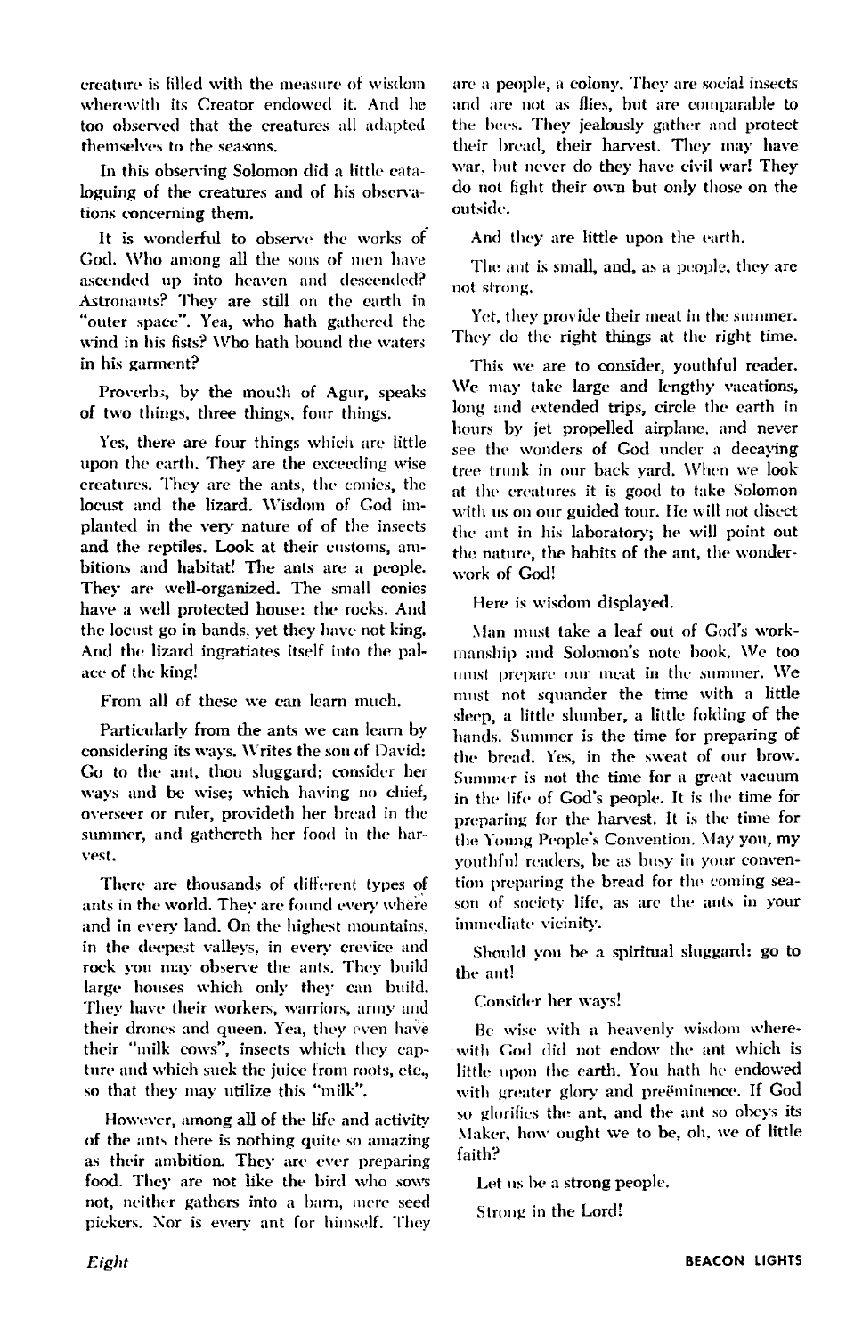creature is filled with the measure of wisdom wherewith its Creator endowed it. And he too observed that the creatures all adapted themselves to the seasons.

In this observing Solomon did a little cataloguing of the creatures and of his observations concerning them.

It is wonderful to observe the works of God. Who among all the sons of men have ascended up into heaven and descended? Astronauts? They are still on the earth in "outer space". Yea, who hath gathered the wind in his fists? Who hath bound the waters in his garment?

Proverbs, by the mouth of Agur, speaks of two things, three things, four things.

Yes, there are four things which are little upon the earth. They are the exceeding wise creatures. They are the ants, the conies, the locust and the lizard. Wisdom of God implanted in the very nature of of the insects and the reptiles. Look at their customs, ambitions and habitat! The ants are a people. They are well-organized. The small conies have a well protected house: the rocks. And the locust go in bands, yet they have not king. And the lizard ingratiates itself into the palace of the king!

From all of these we can learn much.

Particularly from the ants we can learn by considering its ways. Writes the son of David: Go to the ant, thou sluggard; consider her ways and be wise; which having no chief, overseer or ruler, provideth her bread in the summer, and gathereth her food in the harvest.

There are thousands of different types of ants in the world. They are found every where and in every land. On the highest mountains, in the deepest valleys, in every crevice and rock you may observe the ants. They build large houses which only they can build. They have their workers, warriors, army and their drones and queen. Yea, they even have their "milk cows", insects which they capture and which suck the juice from roots, etc., so that they may utilize this "milk".

However, among all of the life and activity of the ants there is nothing quite so amazing as their ambition. They are ever preparing food. They are not like the bird who sows not, neither gathers into a barn, mere seed pickers. Nor is every ant for himself. They are a people, a colony. They are social insects and are not as flies, but are comparable to the bees. They jealously gather and protect their bread, their harvest. They may have war, but never do they have civil war! They do not fight their own but only those on the outside.

And they are little upon the earth.

The ant is small, and, as a people, they are not strong.

Yet, they provide their meat in the summer. They do the right things at the right time.

This we are to consider, youthful reader. We may take large and lengthy vacations, long and extended trips, circle the earth in hours by jet propelled airplane, and never see the wonders of God under a decaying tree trunk in our back yard. When we look at the creatures it is good to take Solomon with us on our guided tour. He will not disect the ant in his laboratory; he will point out the nature, the habits of the ant, the wonderwork of God!

Here is wisdom displayed.

Man must take a leaf out of God's workmanship and Solomon's note book. We too must prepare our meat in the summer. We must not squander the time with a little sleep, a little slumber, a little folding of the hands. Summer is the time for preparing of the bread. Yes, in the sweat of our brow. Summer is not the time for a great vacuum in the life of God's people. It is the time for preparing for the harvest. It is the time for the Young People's Convention. May you, my youthful readers, be as busy in your convention preparing the bread for the coming season of society life, as are the ants in your immediate vicinity.

Should you be a spiritual sluggard: go to the ant!

Consider her ways!

Be wise with a heavenly wisdom wherewith God did not endow the ant which is little upon the earth. You hath he endowed with greater glory and preëminence. If God so glorifies the ant, and the ant so obeys its Maker, how ought we to be, oh, we of little faith?

Let us be a strong people.

Strong in the Lord!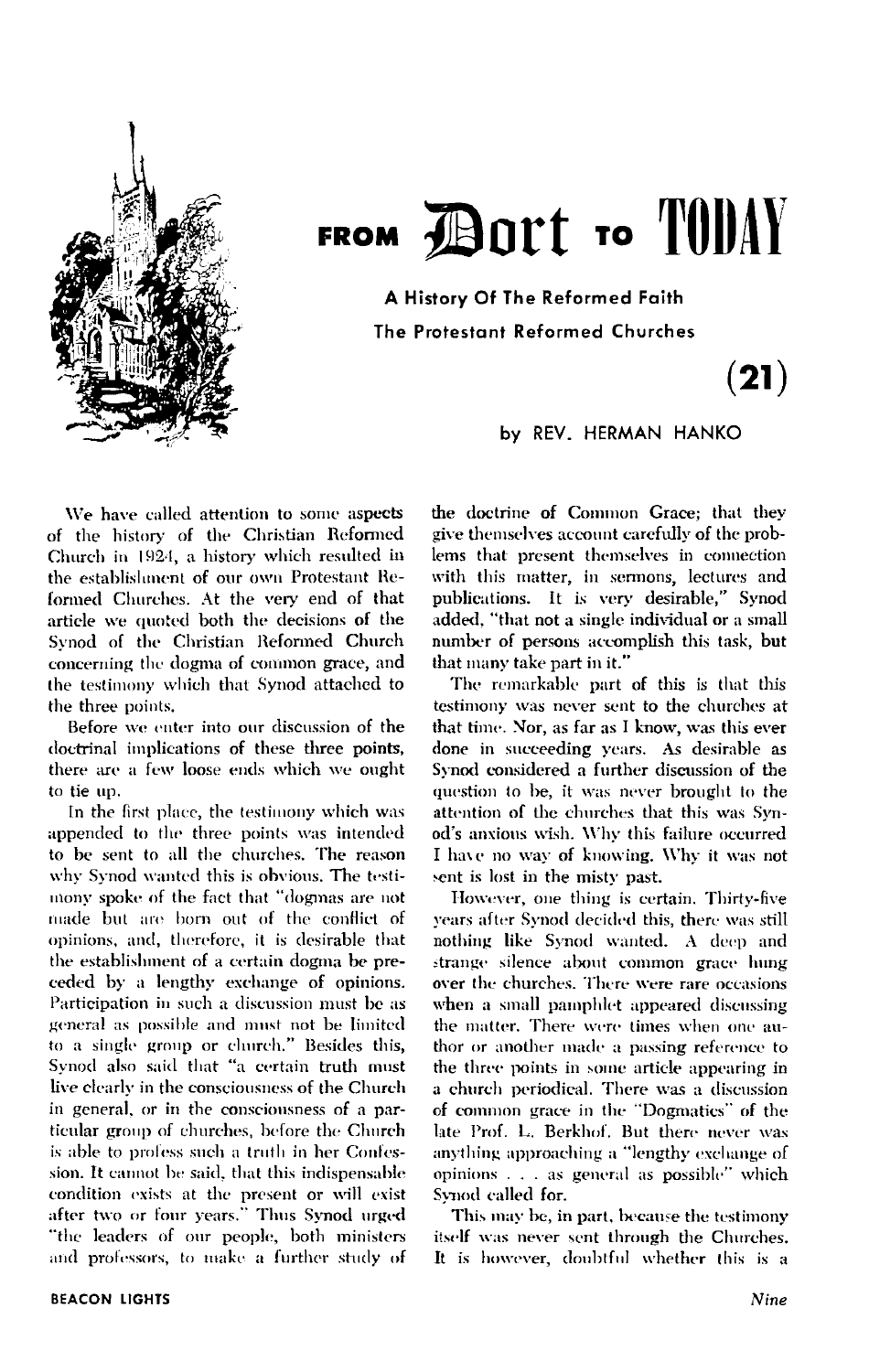# FROM Dort TO TODAY

**A History Of The Reformed Faith**
**The Protestant Reformed Churches**

**(21)**

**by REV. HERMAN HANKO**

We have called attention to some aspects of the history of the Christian Reformed Church in 1924, a history which resulted in the establishment of our own Protestant Reformed Churches. At the very end of that article we quoted both the decisions of the Synod of the Christian Reformed Church concerning the dogma of common grace, and the testimony which that Synod attached to the three points.

Before we enter into our discussion of the doctrinal implications of these three points, there are a few loose ends which we ought to tie up.

In the first place, the testimony which was appended to the three points was intended to be sent to all the churches. The reason why Synod wanted this is obvious. The testimony spoke of the fact that "dogmas are not made but are born out of the conflict of opinions, and, therefore, it is desirable that the establishment of a certain dogma be preceded by a lengthy exchange of opinions. Participation in such a discussion must be as general as possible and must not be limited to a single group or church." Besides this, Synod also said that "a certain truth must live clearly in the consciousness of the Church in general, or in the consciousness of a particular group of churches, before the Church is able to profess such a truth in her Confession. It cannot be said, that this indispensable condition exists at the present or will exist after two or four years." Thus Synod urged "the leaders of our people, both ministers and professors, to make a further study of the doctrine of Common Grace; that they give themselves account carefully of the problems that present themselves in connection with this matter, in sermons, lectures and publications. It is very desirable," Synod added, "that not a single individual or a small number of persons accomplish this task, but that many take part in it."

The remarkable part of this is that this testimony was never sent to the churches at that time. Nor, as far as I know, was this ever done in succeeding years. As desirable as Synod considered a further discussion of the question to be, it was never brought to the attention of the churches that this was Synod's anxious wish. Why this failure occurred I have no way of knowing. Why it was not sent is lost in the misty past.

However, one thing is certain. Thirty-five years after Synod decided this, there was still nothing like Synod wanted. A deep and strange silence about common grace hung over the churches. There were rare occasions when a small pamphlet appeared discussing the matter. There were times when one author or another made a passing reference to the three points in some article appearing in a church periodical. There was a discussion of common grace in the "Dogmatics" of the late Prof. L. Berkhof. But there never was anything approaching a "lengthy exchange of opinions . . . as general as possible" which Synod called for.

This may be, in part, because the testimony itself was never sent through the Churches. It is however, doubtful whether this is a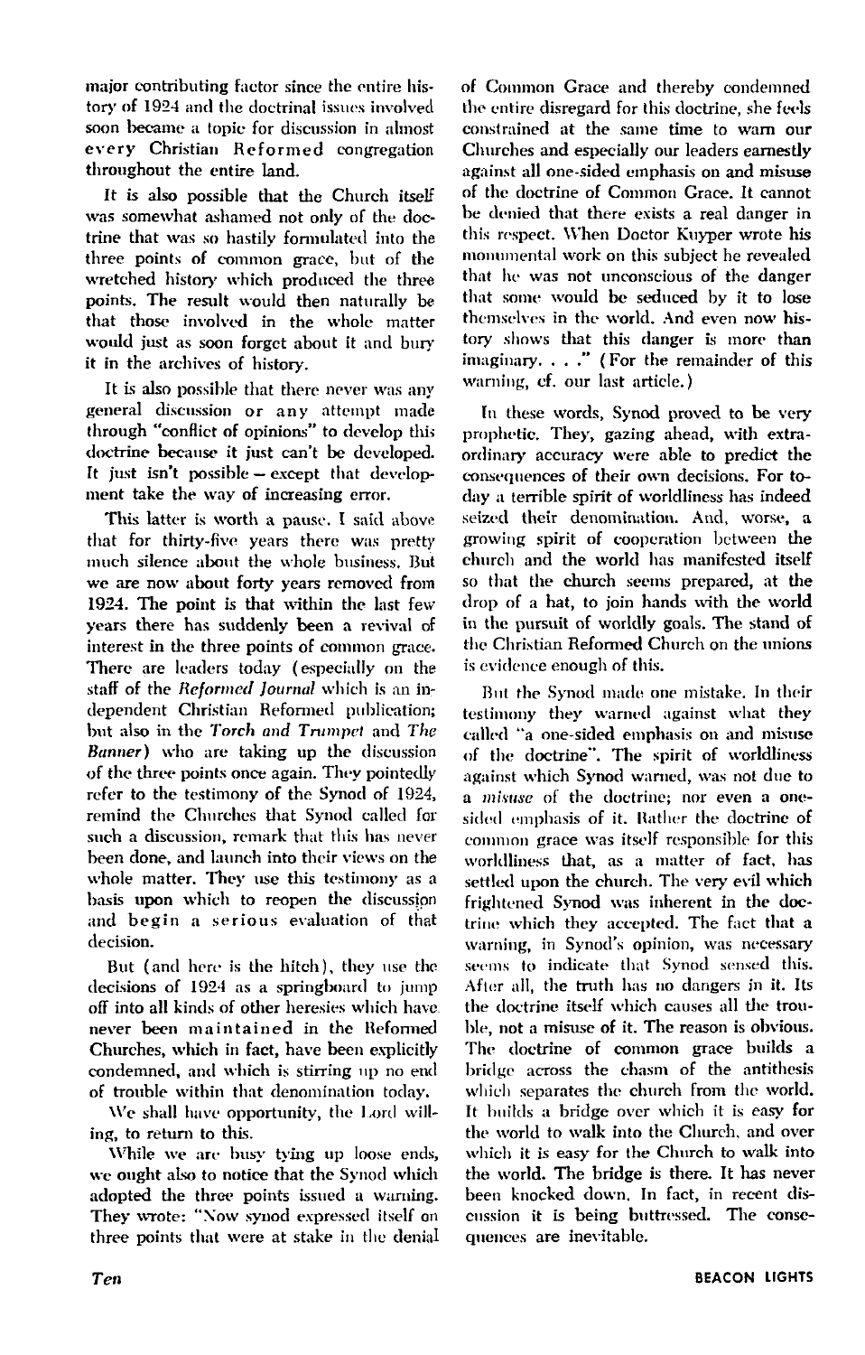major contributing factor since the entire history of 1924 and the doctrinal issues involved soon became a topic for discussion in almost every Christian Reformed congregation throughout the entire land.

It is also possible that the Church itself was somewhat ashamed not only of the doctrine that was so hastily formulated into the three points of common grace, but of the wretched history which produced the three points. The result would then naturally be that those involved in the whole matter would just as soon forget about it and bury it in the archives of history.

It is also possible that there never was any general discussion or any attempt made through "conflict of opinions" to develop this doctrine because it just can't be developed. It just isn't possible – except that development take the way of increasing error.

This latter is worth a pause. I said above that for thirty-five years there was pretty much silence about the whole business. But we are now about forty years removed from 1924. The point is that within the last few years there has suddenly been a revival of interest in the three points of common grace. There are leaders today (especially on the staff of the *Reformed Journal* which is an independent Christian Reformed publication; but also in the *Torch and Trumpet* and *The Banner*) who are taking up the discussion of the three points once again. They pointedly refer to the testimony of the Synod of 1924, remind the Churches that Synod called for such a discussion, remark that this has never been done, and launch into their views on the whole matter. They use this testimony as a basis upon which to reopen the discussion and begin a serious evaluation of that decision.

But (and here is the hitch), they use the decisions of 1924 as a springboard to jump off into all kinds of other heresies which have never been maintained in the Reformed Churches, which in fact, have been explicitly condemned, and which is stirring up no end of trouble within that denomination today.

We shall have opportunity, the Lord willing, to return to this.

While we are busy tying up loose ends, we ought also to notice that the Synod which adopted the three points issued a warning. They wrote: "Now synod expressed itself on three points that were at stake in the denial of Common Grace and thereby condemned the entire disregard for this doctrine, she feels constrained at the same time to warn our Churches and especially our leaders earnestly against all one-sided emphasis on and misuse of the doctrine of Common Grace. It cannot be denied that there exists a real danger in this respect. When Doctor Kuyper wrote his monumental work on this subject he revealed that he was not unconscious of the danger that some would be seduced by it to lose themselves in the world. And even now history shows that this danger is more than imaginary. . . ." (For the remainder of this warning, cf. our last article.)

In these words, Synod proved to be very prophetic. They, gazing ahead, with extraordinary accuracy were able to predict the consequences of their own decisions. For today a terrible spirit of worldliness has indeed seized their denomination. And, worse, a growing spirit of cooperation between the church and the world has manifested itself so that the church seems prepared, at the drop of a hat, to join hands with the world in the pursuit of worldly goals. The stand of the Christian Reformed Church on the unions is evidence enough of this.

But the Synod made one mistake. In their testimony they warned against what they called "a one-sided emphasis on and misuse of the doctrine". The spirit of worldliness against which Synod warned, was not due to a *misuse* of the doctrine; nor even a one-sided emphasis of it. Rather the doctrine of common grace was itself responsible for this worldliness that, as a matter of fact, has settled upon the church. The very evil which frightened Synod was inherent in the doctrine which they accepted. The fact that a warning, in Synod's opinion, was necessary seems to indicate that Synod sensed this. After all, the truth has no dangers in it. Its the doctrine itself which causes all the trouble, not a misuse of it. The reason is obvious. The doctrine of common grace builds a bridge across the chasm of the antithesis which separates the church from the world. It builds a bridge over which it is easy for the world to walk into the Church, and over which it is easy for the Church to walk into the world. The bridge is there. It has never been knocked down. In fact, in recent discussion it is being buttressed. The consequences are inevitable.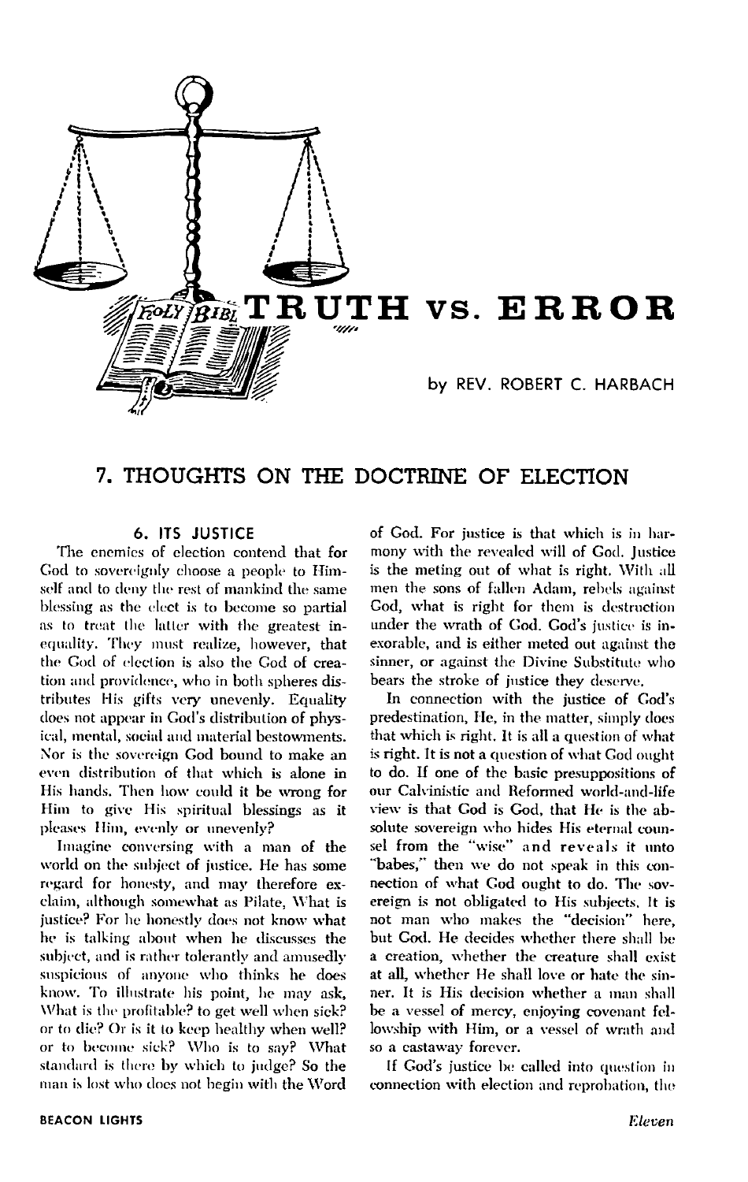# TRUTH vs. ERROR

by REV. ROBERT C. HARBACH

## 7. THOUGHTS ON THE DOCTRINE OF ELECTION

### 6. ITS JUSTICE

The enemies of election contend that for God to sovereignly choose a people to Himself and to deny the rest of mankind the same blessing as the elect is to become so partial as to treat the latter with the greatest inequality. They must realize, however, that the God of election is also the God of creation and providence, who in both spheres distributes His gifts very unevenly. Equality does not appear in God's distribution of physical, mental, social and material bestowments. Nor is the sovereign God bound to make an even distribution of that which is alone in His hands. Then how could it be wrong for Him to give His spiritual blessings as it pleases Him, evenly or unevenly?

Imagine conversing with a man of the world on the subject of justice. He has some regard for honesty, and may therefore exclaim, although somewhat as Pilate, What is justice? For he honestly does not know what he is talking about when he discusses the subject, and is rather tolerantly and amusedly suspicious of anyone who thinks he does know. To illustrate his point, he may ask, What is the profitable? to get well when sick? or to die? Or is it to keep healthy when well? or to become sick? Who is to say? What standard is there by which to judge? So the man is lost who does not begin with the Word of God. For justice is that which is in harmony with the revealed will of God. Justice is the meting out of what is right. With all men the sons of fallen Adam, rebels against God, what is right for them is destruction under the wrath of God. God's justice is inexorable, and is either meted out against the sinner, or against the Divine Substitute who bears the stroke of justice they deserve.

In connection with the justice of God's predestination, He, in the matter, simply does that which is right. It is all a question of what is right. It is not a question of what God ought to do. If one of the basic presuppositions of our Calvinistic and Reformed world-and-life view is that God is God, that He is the absolute sovereign who hides His eternal counsel from the "wise" and reveals it unto "babes," then we do not speak in this connection of what God ought to do. The sovereign is not obligated to His subjects. It is not man who makes the "decision" here, but God. He decides whether there shall be a creation, whether the creature shall exist at all, whether He shall love or hate the sinner. It is His decision whether a man shall be a vessel of mercy, enjoying covenant fellowship with Him, or a vessel of wrath and so a castaway forever.

If God's justice be called into question in connection with election and reprobation, the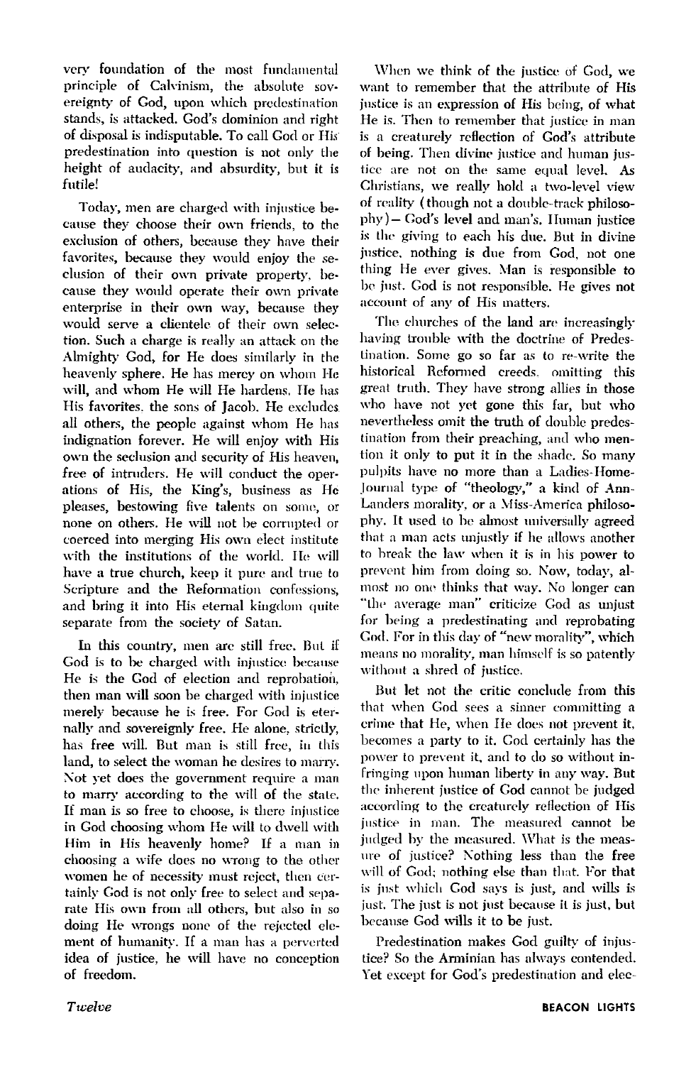very foundation of the most fundamental principle of Calvinism, the absolute sovereignty of God, upon which predestination stands, is attacked. God's dominion and right of disposal is indisputable. To call God or His predestination into question is not only the height of audacity, and absurdity, but it is futile!

Today, men are charged with injustice because they choose their own friends, to the exclusion of others, because they have their favorites, because they would enjoy the seclusion of their own private property, because they would operate their own private enterprise in their own way, because they would serve a clientele of their own selection. Such a charge is really an attack on the Almighty God, for He does similarly in the heavenly sphere. He has mercy on whom He will, and whom He will He hardens. He has His favorites, the sons of Jacob. He excludes all others, the people against whom He has indignation forever. He will enjoy with His own the seclusion and security of His heaven, free of intruders. He will conduct the operations of His, the King's, business as He pleases, bestowing five talents on some, or none on others. He will not be corrupted or coerced into merging His own elect institute with the institutions of the world. He will have a true church, keep it pure and true to Scripture and the Reformation confessions, and bring it into His eternal kingdom quite separate from the society of Satan.

In this country, men are still free. But if God is to be charged with injustice because He is the God of election and reprobation, then man will soon be charged with injustice merely because he is free. For God is eternally and sovereignly free. He alone, strictly, has free will. But man is still free, in this land, to select the woman he desires to marry. Not yet does the government require a man to marry according to the will of the state. If man is so free to choose, is there injustice in God choosing whom He will to dwell with Him in His heavenly home? If a man in choosing a wife does no wrong to the other women he of necessity must reject, then certainly God is not only free to select and separate His own from all others, but also in so doing He wrongs none of the rejected element of humanity. If a man has a perverted idea of justice, he will have no conception of freedom.

When we think of the justice of God, we want to remember that the attribute of His justice is an expression of His being, of what He is. Then to remember that justice in man is a creaturely reflection of God's attribute of being. Then divine justice and human justice are not on the same equal level. As Christians, we really hold a two-level view of reality (though not a double-track philosophy)— God's level and man's. Human justice is the giving to each his due. But in divine justice, nothing is due from God, not one thing He ever gives. Man is responsible to be just. God is not responsible. He gives not account of any of His matters.

The churches of the land are increasingly having trouble with the doctrine of Predestination. Some go so far as to re-write the historical Reformed creeds, omitting this great truth. They have strong allies in those who have not yet gone this far, but who nevertheless omit the truth of double predestination from their preaching, and who mention it only to put it in the shade. So many pulpits have no more than a Ladies-Home-Journal type of "theology," a kind of Ann-Landers morality, or a Miss-America philosophy. It used to be almost universally agreed that a man acts unjustly if he allows another to break the law when it is in his power to prevent him from doing so. Now, today, almost no one thinks that way. No longer can "the average man" criticize God as unjust for being a predestinating and reprobating God. For in this day of "new morality", which means no morality, man himself is so patently without a shred of justice.

But let not the critic conclude from this that when God sees a sinner committing a crime that He, when He does not prevent it, becomes a party to it. God certainly has the power to prevent it, and to do so without infringing upon human liberty in any way. But the inherent justice of God cannot be judged according to the creaturely reflection of His justice in man. The measured cannot be judged by the measured. What is the measure of justice? Nothing less than the free will of God; nothing else than that. For that is just which God says is just, and wills is just. The just is not just because it is just, but because God wills it to be just.

Predestination makes God guilty of injustice? So the Arminian has always contended. Yet except for God's predestination and elec-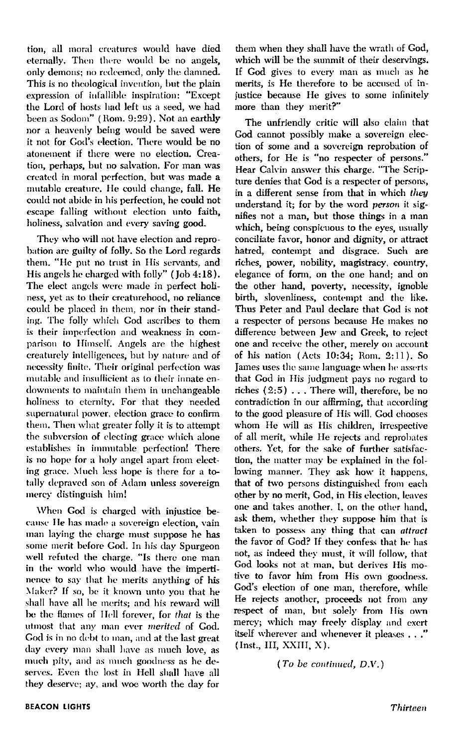tion, all moral creatures would have died eternally. Then there would be no angels, only demons; no redeemed, only the damned. This is no theological invention, but the plain expression of infallible inspiration: "Except the Lord of hosts had left us a seed, we had been as Sodom" (Rom. 9:29). Not an earthly nor a heavenly being would be saved were it not for God's election. There would be no atonement if there were no election. Creation, perhaps, but no salvation. For man was created in moral perfection, but was made a mutable creature. He could change, fall. He could not abide in his perfection, he could not escape falling without election unto faith, holiness, salvation and every saving good.

They who will not have election and reprobation are guilty of folly. So the Lord regards them. "He put no trust in His servants, and His angels he charged with folly" (Job 4:18). The elect angels were made in perfect holiness, yet as to their creaturehood, no reliance could be placed in them, nor in their standing. The folly which God ascribes to them is their imperfection and weakness in comparison to Himself. Angels are the highest creaturely intelligences, but by nature and of necessity finite. Their original perfection was mutable and insufficient as to their innate endowments to maintain them in unchangeable holiness to eternity. For that they needed supernatural power, election grace to confirm them. Then what greater folly it is to attempt the subversion of electing grace which alone establishes in immutable perfection! There is no hope for a holy angel apart from electing grace. Much less hope is there for a totally depraved son of Adam unless sovereign mercy distinguish him!

When God is charged with injustice because He has made a sovereign election, vain man laying the charge must suppose he has some merit before God. In his day Spurgeon well refuted the charge. "Is there one man in the world who would have the impertinence to say that he merits anything of his Maker? If so, be it known unto you that he shall have all he merits; and his reward will be the flames of Hell forever, for *that* is the utmost that any man ever *merited* of God. God is in no debt to man, and at the last great day every man shall have as much love, as much pity, and as much goodness as he deserves. Even the lost in Hell shall have all they deserve; ay, and woe worth the day for them when they shall have the wrath of God, which will be the summit of their deservings. If God gives to every man as much as he merits, is He therefore to be accused of injustice because He gives to some infinitely more than they merit?"

The unfriendly critic will also claim that God cannot possibly make a sovereign election of some and a sovereign reprobation of others, for He is "no respecter of persons." Hear Calvin answer this charge. "The Scripture denies that God is a respecter of persons, in a different sense from that in which *they* understand it; for by the word *person* it signifies not a man, but those things in a man which, being conspicuous to the eyes, usually conciliate favor, honor and dignity, or attract hatred, contempt and disgrace. Such are riches, power, nobility, magistracy, country, elegance of form, on the one hand; and on the other hand, poverty, necessity, ignoble birth, slovenliness, contempt and the like. Thus Peter and Paul declare that God is not a respecter of persons because He makes no difference between Jew and Greek, to reject one and receive the other, merely on account of his nation (Acts 10:34; Rom. 2:11). So James uses the same language when he asserts that God in His judgment pays no regard to riches (2:5) . . . There will, therefore, be no contradiction in our affirming, that according to the good pleasure of His will, God chooses whom He will as His children, irrespective of all merit, while He rejects and reprobates others. Yet, for the sake of further satisfaction, the matter may be explained in the following manner. They ask how it happens, that of two persons distinguished from each other by no merit, God, in His election, leaves one and takes another. I, on the other hand, ask them, whether they suppose him that is taken to possess any thing that can *attract* the favor of God? If they confess that he has not, as indeed they must, it will follow, that God looks not at man, but derives His motive to favor him from His own goodness. God's election of one man, therefore, while He rejects another, proceeds not from any respect of man, but solely from His own mercy; which may freely display and exert itself wherever and whenever it pleases . . ." (Inst., III, XXIII, X).

*(To be continued, D.V.)*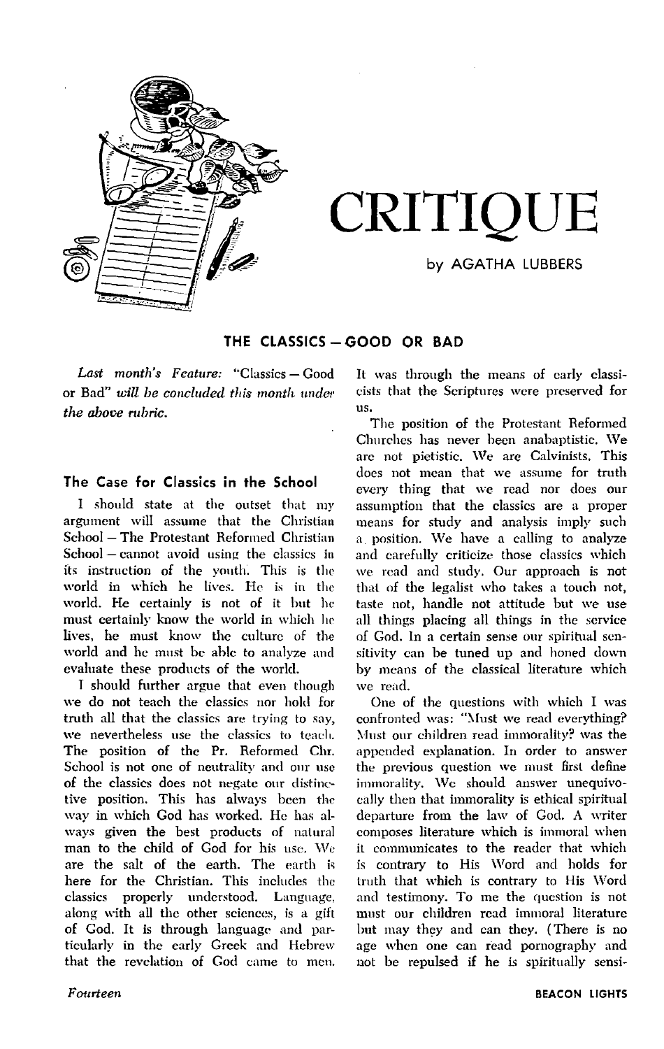# CRITIQUE

by AGATHA LUBBERS

## THE CLASSICS — GOOD OR BAD

*Last month's Feature:* "Classics — Good or Bad" *will be concluded this month under the above rubric.*

### The Case for Classics in the School

I should state at the outset that my argument will assume that the Christian School — The Protestant Reformed Christian School — cannot avoid using the classics in its instruction of the youth. This is the world in which he lives. He is in the world. He certainly is not of it but he must certainly know the world in which he lives, he must know the culture of the world and he must be able to analyze and evaluate these products of the world.

I should further argue that even though we do not teach the classics nor hold for truth all that the classics are trying to say, we nevertheless use the classics to teach. The position of the Pr. Reformed Chr. School is not one of neutrality and our use of the classics does not negate our distinctive position. This has always been the way in which God has worked. He has always given the best products of natural man to the child of God for his use. We are the salt of the earth. The earth is here for the Christian. This includes the classics properly understood. Language, along with all the other sciences, is a gift of God. It is through language and particularly in the early Greek and Hebrew that the revelation of God came to men. It was through the means of early classicists that the Scriptures were preserved for us.

The position of the Protestant Reformed Churches has never been anabaptistic. We are not pietistic. We are Calvinists. This does not mean that we assume for truth every thing that we read nor does our assumption that the classics are a proper means for study and analysis imply such a position. We have a calling to analyze and carefully criticize those classics which we read and study. Our approach is not that of the legalist who takes a touch not, taste not, handle not attitude but we use all things placing all things in the service of God. In a certain sense our spiritual sensitivity can be tuned up and honed down by means of the classical literature which we read.

One of the questions with which I was confronted was: "Must we read everything? Must our children read immorality? was the appended explanation. In order to answer the previous question we must first define immorality. We should answer unequivocally then that immorality is ethical spiritual departure from the law of God. A writer composes literature which is immoral when it communicates to the reader that which is contrary to His Word and holds for truth that which is contrary to His Word and testimony. To me the question is not must our children read immoral literature but may they and can they. (There is no age when one can read pornography and not be repulsed if he is spiritually sensi-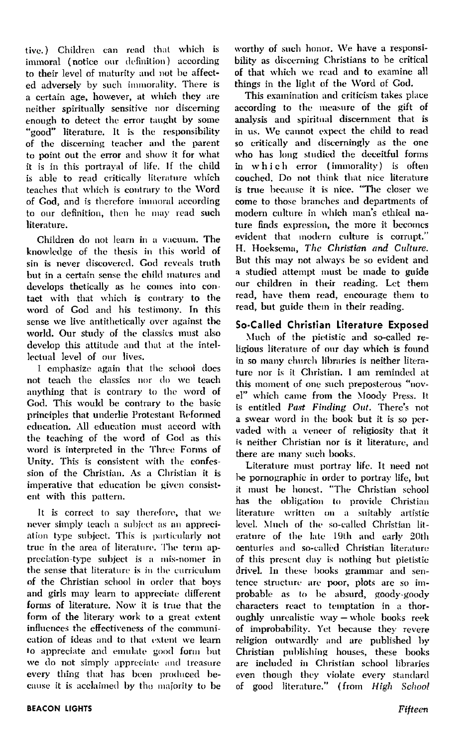tive.) Children can read that which is immoral (notice our definition) according to their level of maturity and not be affected adversely by such immorality. There is a certain age, however, at which they are neither spiritually sensitive nor discerning enough to detect the error taught by some "good" literature. It is the responsibility of the discerning teacher and the parent to point out the error and show it for what it is in this portrayal of life. If the child is able to read critically literature which teaches that which is contrary to the Word of God, and is therefore immoral according to our definition, then he may read such literature.

Children do not learn in a vacuum. The knowledge of the thesis in this world of sin is never discovered. God reveals truth but in a certain sense the child matures and develops thetically as he comes into contact with that which is contrary to the word of God and his testimony. In this sense we live antithetically over against the world. Our study of the classics must also develop this attitude and that at the intellectual level of our lives.

I emphasize again that the school does not teach the classics nor do we teach anything that is contrary to the word of God. This would be contrary to the basic principles that underlie Protestant Reformed education. All education must accord with the teaching of the word of God as this word is interpreted in the Three Forms of Unity. This is consistent with the confession of the Christian. As a Christian it is imperative that education be given consistent with this pattern.

It is correct to say therefore, that we never simply teach a subject as an appreciation type subject. This is particularly not true in the area of literature. The term appreciation-type subject is a mis-nomer in the sense that literature is in the curriculum of the Christian school in order that boys and girls may learn to appreciate different forms of literature. Now it is true that the form of the literary work to a great extent influences the effectiveness of the communication of ideas and to that extent we learn to appreciate and emulate good form but we do not simply appreciate and treasure every thing that has been produced because it is acclaimed by the majority to be worthy of such honor. We have a responsibility as discerning Christians to be critical of that which we read and to examine all things in the light of the Word of God.

This examination and criticism takes place according to the measure of the gift of analysis and spiritual discernment that is in us. We cannot expect the child to read so critically and discerningly as the one who has long studied the deceitful forms in which error (immorality) is often couched. Do not think that nice literature is true because it is nice. "The closer we come to those branches and departments of modern culture in which man's ethical nature finds expression, the more it becomes evident that modern culture is corrupt." H. Hoeksema, *The Christian and Culture.* But this may not always be so evident and a studied attempt must be made to guide our children in their reading. Let them read, have them read, encourage them to read, but guide them in their reading.

## So-Called Christian Literature Exposed

Much of the pietistic and so-called religious literature of our day which is found in so many church libraries is neither literature nor is it Christian. I am reminded at this moment of one such preposterous "novel" which came from the Moody Press. It is entitled *Past Finding Out.* There's not a swear word in the book but it is so pervaded with a veneer of religiosity that it is neither Christian nor is it literature, and there are many such books.

Literature must portray life. It need not be pornographic in order to portray life, but it must be honest. "The Christian school has the obligation to provide Christian literature written on a suitably artistic level. Much of the so-called Christian literature of the late 19th and early 20th centuries and so-called Christian literature of this present day is nothing but pietistic drivel. In these books grammar and sentence structure are poor, plots are so improbable as to be absurd, goody-goody characters react to temptation in a thoroughly unrealistic way — whole books reek of improbability. Yet because they revere religion outwardly and are published by Christian publishing houses, these books are included in Christian school libraries even though they violate every standard of good literature." (from *High School*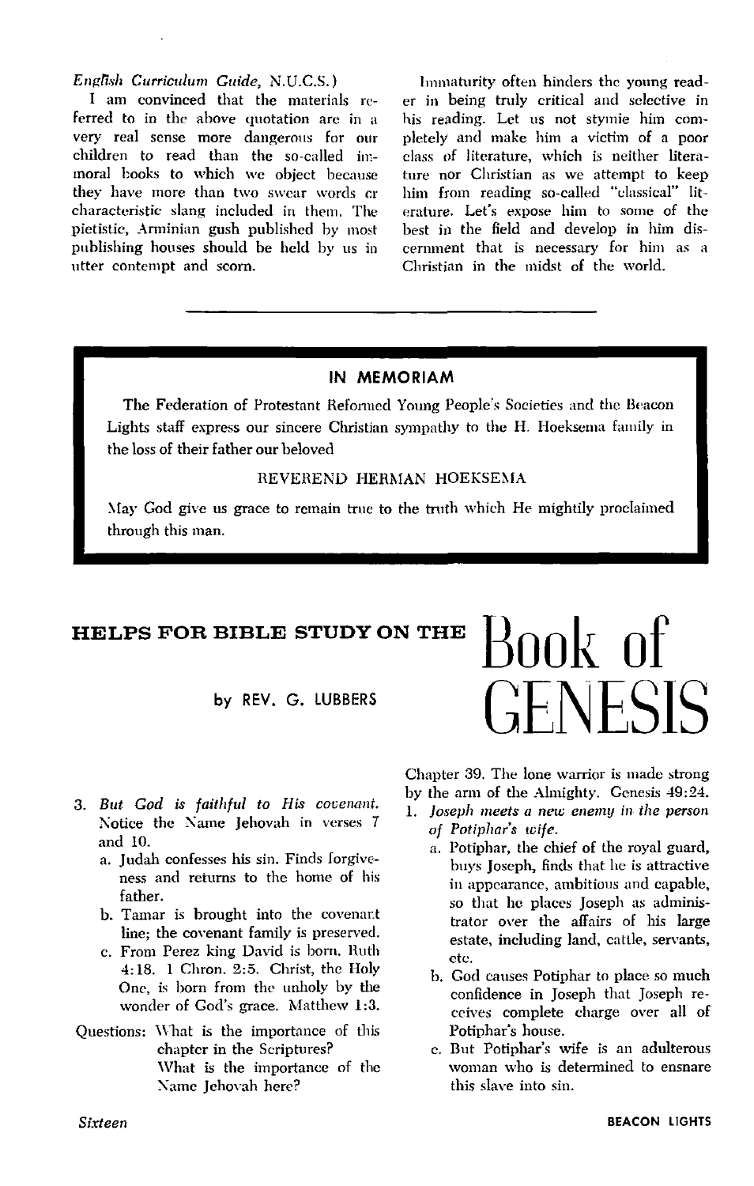*English Curriculum Guide,* N.U.C.S.)

I am convinced that the materials referred to in the above quotation are in a very real sense more dangerous for our children to read than the so-called immoral books to which we object because they have more than two swear words or characteristic slang included in them. The pietistic, Arminian gush published by most publishing houses should be held by us in utter contempt and scorn.

Immaturity often hinders the young reader in being truly critical and selective in his reading. Let us not stymie him completely and make him a victim of a poor class of literature, which is neither literature nor Christian as we attempt to keep him from reading so-called "classical" literature. Let's expose him to some of the best in the field and develop in him discernment that is necessary for him as a Christian in the midst of the world.

---

## IN MEMORIAM

The Federation of Protestant Reformed Young People's Societies and the Beacon Lights staff express our sincere Christian sympathy to the H. Hoeksema family in the loss of their father our beloved

REVEREND HERMAN HOEKSEMA

May God give us grace to remain true to the truth which He mightily proclaimed through this man.

---

# HELPS FOR BIBLE STUDY ON THE Book of GENESIS

by REV. G. LUBBERS

3. *But God is faithful to His covenant.* Notice the Name Jehovah in verses 7 and 10.
   - a. Judah confesses his sin. Finds forgiveness and returns to the home of his father.
   - b. Tamar is brought into the covenant line; the covenant family is preserved.
   - c. From Perez king David is born. Ruth 4:18. 1 Chron. 2:5. Christ, the Holy One, is born from the unholy by the wonder of God's grace. Matthew 1:3.

Questions: What is the importance of this chapter in the Scriptures?
What is the importance of the Name Jehovah here?

Chapter 39. The lone warrior is made strong by the arm of the Almighty. Genesis 49:24.

1. *Joseph meets a new enemy in the person of Potiphar's wife.*
   - a. Potiphar, the chief of the royal guard, buys Joseph, finds that he is attractive in appearance, ambitious and capable, so that he places Joseph as administrator over the affairs of his large estate, including land, cattle, servants, etc.
   - b. God causes Potiphar to place so much confidence in Joseph that Joseph receives complete charge over all of Potiphar's house.
   - c. But Potiphar's wife is an adulterous woman who is determined to ensnare this slave into sin.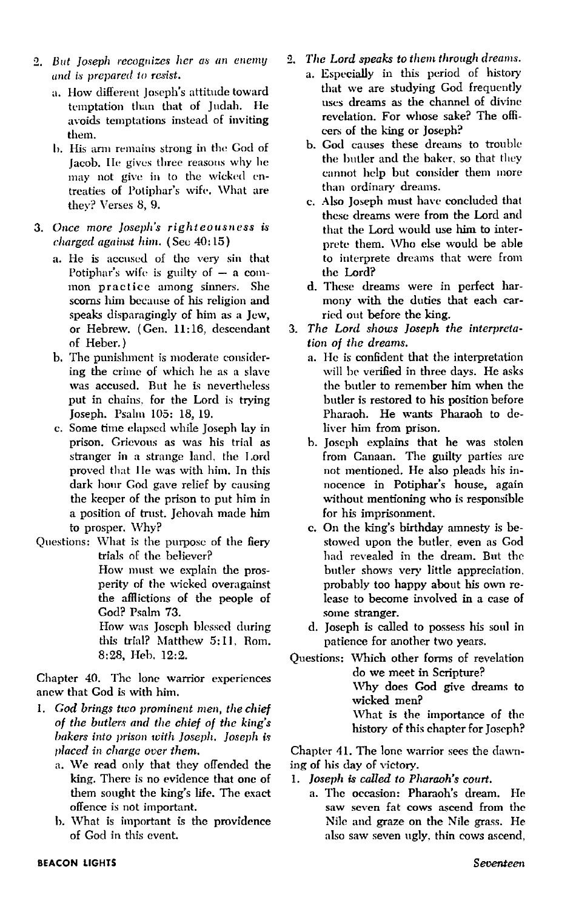2. *But Joseph recognizes her as an enemy and is prepared to resist.*
   a. How different Joseph's attitude toward temptation than that of Judah. He avoids temptations instead of inviting them.
   b. His arm remains strong in the God of Jacob. He gives three reasons why he may not give in to the wicked entreaties of Potiphar's wife. What are they? Verses 8, 9.

3. *Once more Joseph's righteousness is charged against him.* (See 40:15)
   a. He is accused of the very sin that Potiphar's wife is guilty of — a common practice among sinners. She scorns him because of his religion and speaks disparagingly of him as a Jew, or Hebrew. (Gen. 11:16, descendant of Heber.)
   b. The punishment is moderate considering the crime of which he as a slave was accused. But he is nevertheless put in chains, for the Lord is trying Joseph. Psalm 105: 18, 19.
   c. Some time elapsed while Joseph lay in prison. Grievous as was his trial as stranger in a strange land, the Lord proved that He was with him. In this dark hour God gave relief by causing the keeper of the prison to put him in a position of trust. Jehovah made him to prosper. Why?

Questions: What is the purpose of the fiery trials of the believer?

How must we explain the prosperity of the wicked overagainst the afflictions of the people of God? Psalm 73.

How was Joseph blessed during this trial? Matthew 5:11, Rom. 8:28, Heb. 12:2.

Chapter 40. The lone warrior experiences anew that God is with him.

1. *God brings two prominent men, the chief of the butlers and the chief of the king's bakers into prison with Joseph. Joseph is placed in charge over them.*
   a. We read only that they offended the king. There is no evidence that one of them sought the king's life. The exact offence is not important.
   b. What is important is the providence of God in this event.

2. *The Lord speaks to them through dreams.*
   a. Especially in this period of history that we are studying God frequently uses dreams as the channel of divine revelation. For whose sake? The officers of the king or Joseph?
   b. God causes these dreams to trouble the butler and the baker, so that they cannot help but consider them more than ordinary dreams.
   c. Also Joseph must have concluded that these dreams were from the Lord and that the Lord would use him to interprete them. Who else would be able to interprete dreams that were from the Lord?
   d. These dreams were in perfect harmony with the duties that each carried out before the king.

3. *The Lord shows Joseph the interpretation of the dreams.*
   a. He is confident that the interpretation will be verified in three days. He asks the butler to remember him when the butler is restored to his position before Pharaoh. He wants Pharaoh to deliver him from prison.
   b. Joseph explains that he was stolen from Canaan. The guilty parties are not mentioned. He also pleads his innocence in Potiphar's house, again without mentioning who is responsible for his imprisonment.
   c. On the king's birthday amnesty is bestowed upon the butler, even as God had revealed in the dream. But the butler shows very little appreciation, probably too happy about his own release to become involved in a case of some stranger.
   d. Joseph is called to possess his soul in patience for another two years.

Questions: Which other forms of revelation do we meet in Scripture?

Why does God give dreams to wicked men?

What is the importance of the history of this chapter for Joseph?

Chapter 41. The lone warrior sees the dawning of his day of victory.

1. *Joseph is called to Pharaoh's court.*
   a. The occasion: Pharaoh's dream. He saw seven fat cows ascend from the Nile and graze on the Nile grass. He also saw seven ugly, thin cows ascend,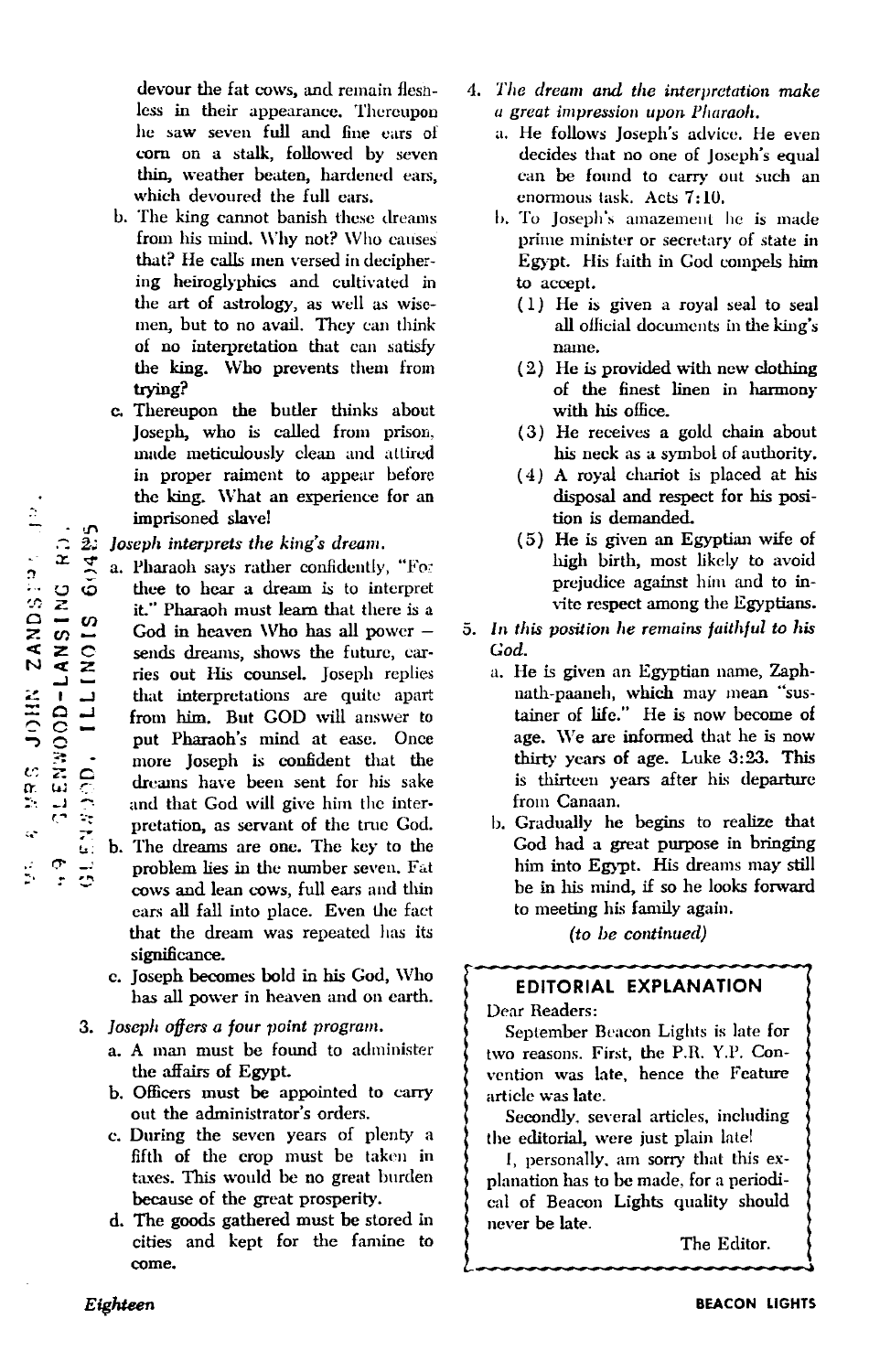devour the fat cows, and remain fleshless in their appearance. Thereupon he saw seven full and fine ears of corn on a stalk, followed by seven thin, weather beaten, hardened ears, which devoured the full ears.

b. The king cannot banish these dreams from his mind. Why not? Who causes that? He calls men versed in deciphering heiroglyphics and cultivated in the art of astrology, as well as wisemen, but to no avail. They can think of no interpretation that can satisfy the king. Who prevents them from trying?

c. Thereupon the butler thinks about Joseph, who is called from prison, made meticulously clean and attired in proper raiment to appear before the king. What an experience for an imprisoned slave!

2. *Joseph interprets the king's dream.*

a. Pharaoh says rather confidently, "For thee to hear a dream is to interpret it." Pharaoh must learn that there is a God in heaven Who has all power — sends dreams, shows the future, carries out His counsel. Joseph replies that interpretations are quite apart from him. But GOD will answer to put Pharaoh's mind at ease. Once more Joseph is confident that the dreams have been sent for his sake and that God will give him the interpretation, as servant of the true God.

b. The dreams are one. The key to the problem lies in the number seven. Fat cows and lean cows, full ears and thin ears all fall into place. Even the fact that the dream was repeated has its significance.

c. Joseph becomes bold in his God, Who has all power in heaven and on earth.

3. *Joseph offers a four point program.*

a. A man must be found to administer the affairs of Egypt.

b. Officers must be appointed to carry out the administrator's orders.

c. During the seven years of plenty a fifth of the crop must be taken in taxes. This would be no great burden because of the great prosperity.

d. The goods gathered must be stored in cities and kept for the famine to come.

4. *The dream and the interpretation make a great impression upon Pharaoh.*

a. He follows Joseph's advice. He even decides that no one of Joseph's equal can be found to carry out such an enormous task. Acts 7:10.

b. To Joseph's amazement he is made prime minister or secretary of state in Egypt. His faith in God compels him to accept.

(1) He is given a royal seal to seal all official documents in the king's name.

(2) He is provided with new clothing of the finest linen in harmony with his office.

(3) He receives a gold chain about his neck as a symbol of authority.

(4) A royal chariot is placed at his disposal and respect for his position is demanded.

(5) He is given an Egyptian wife of high birth, most likely to avoid prejudice against him and to invite respect among the Egyptians.

5. *In this position he remains faithful to his God.*

a. He is given an Egyptian name, Zaphnath-paaneh, which may mean "sustainer of life." He is now become of age. We are informed that he is now thirty years of age. Luke 3:23. This is thirteen years after his departure from Canaan.

b. Gradually he begins to realize that God had a great purpose in bringing him into Egypt. His dreams may still be in his mind, if so he looks forward to meeting his family again.

*(to be continued)*

## EDITORIAL EXPLANATION

Dear Readers:

September Beacon Lights is late for two reasons. First, the P.R. Y.P. Convention was late, hence the Feature article was late.

Secondly, several articles, including the editorial, were just plain late!

I, personally, am sorry that this explanation has to be made, for a periodical of Beacon Lights quality should never be late.

The Editor.